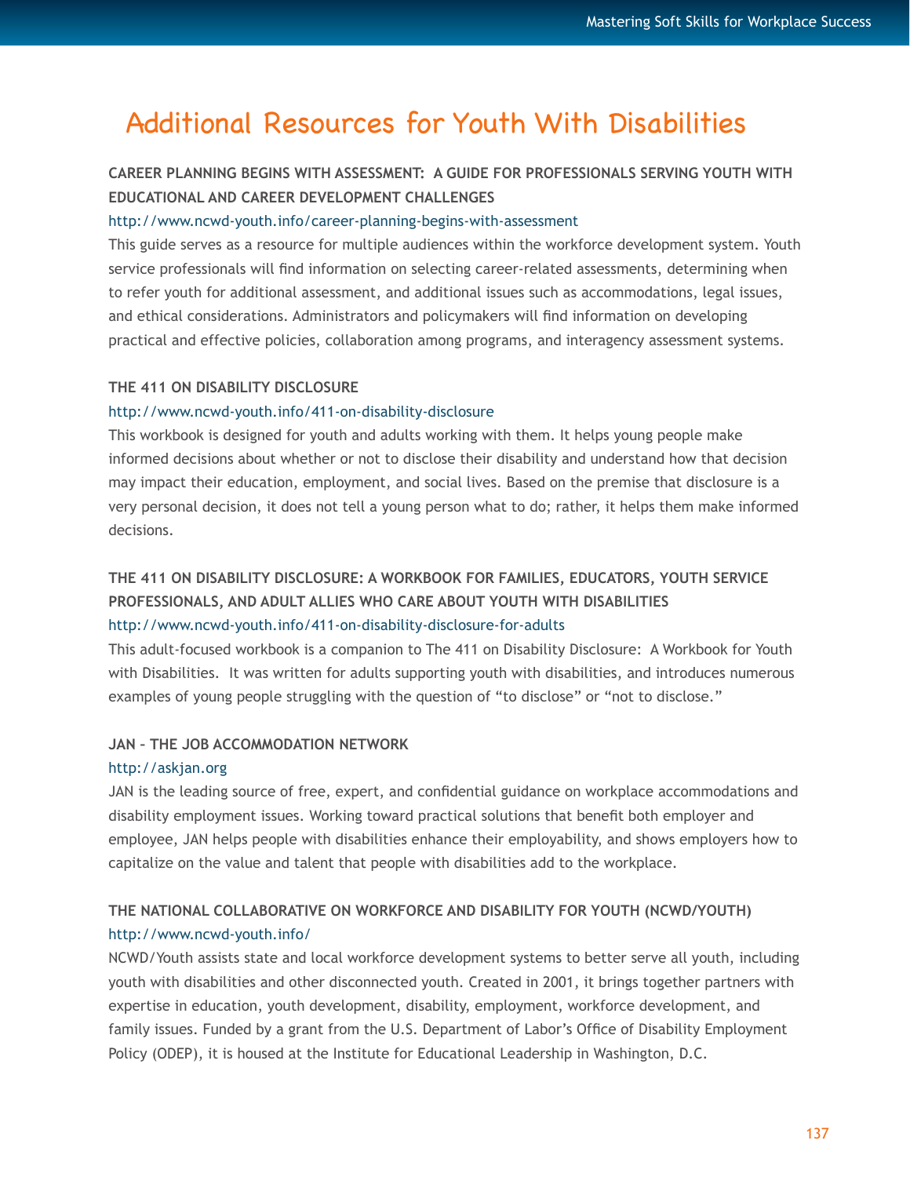# Additional Resources for Youth With Disabilities

**CAREER PLANNING BEGINS WITH ASSESSMENT: A GUIDE FOR PROFESSIONALS SERVING YOUTH WITH EDUCATIONAL AND CAREER DEVELOPMENT CHALLENGES**

http://www.ncwd-youth.info/career-planning-begins-with-assessment

This guide serves as a resource for multiple audiences within the workforce development system. Youth service professionals will find information on selecting career-related assessments, determining when to refer youth for additional assessment, and additional issues such as accommodations, legal issues, and ethical considerations. Administrators and policymakers will find information on developing practical and effective policies, collaboration among programs, and interagency assessment systems.

**THE 411 ON DISABILITY DISCLOSURE**

http://www.ncwd-youth.info/411-on-disability-disclosure

This workbook is designed for youth and adults working with them. It helps young people make informed decisions about whether or not to disclose their disability and understand how that decision may impact their education, employment, and social lives. Based on the premise that disclosure is a very personal decision, it does not tell a young person what to do; rather, it helps them make informed decisions.

**THE 411 ON DISABILITY DISCLOSURE: A WORKBOOK FOR FAMILIES, EDUCATORS, YOUTH SERVICE PROFESSIONALS, AND ADULT ALLIES WHO CARE ABOUT YOUTH WITH DISABILITIES**

http://www.ncwd-youth.info/411-on-disability-disclosure-for-adults

This adult-focused workbook is a companion to The 411 on Disability Disclosure: A Workbook for Youth with Disabilities. It was written for adults supporting youth with disabilities, and introduces numerous examples of young people struggling with the question of "to disclose" or "not to disclose."

**JAN – THE JOB ACCOMMODATION NETWORK**

http://askjan.org

JAN is the leading source of free, expert, and confidential guidance on workplace accommodations and disability employment issues. Working toward practical solutions that benefit both employer and employee, JAN helps people with disabilities enhance their employability, and shows employers how to capitalize on the value and talent that people with disabilities add to the workplace.

**THE NATIONAL COLLABORATIVE ON WORKFORCE AND DISABILITY FOR YOUTH (NCWD/YOUTH)**

http://www.ncwd-youth.info/

NCWD/Youth assists state and local workforce development systems to better serve all youth, including youth with disabilities and other disconnected youth. Created in 2001, it brings together partners with expertise in education, youth development, disability, employment, workforce development, and family issues. Funded by a grant from the U.S. Department of Labor's Office of Disability Employment Policy (ODEP), it is housed at the Institute for Educational Leadership in Washington, D.C.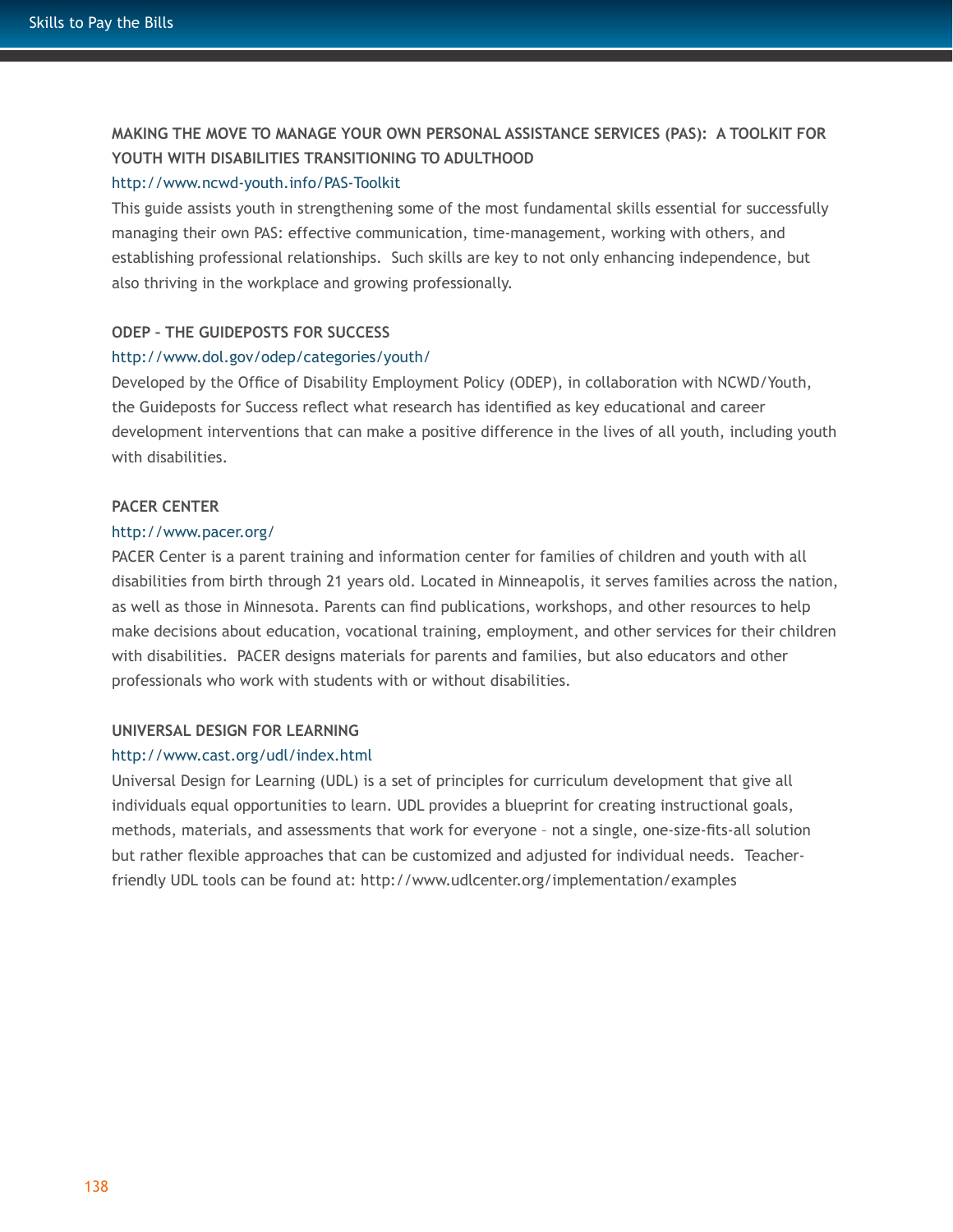### MAKING THE MOVE TO MANAGE YOUR OWN PERSONAL ASSISTANCE SERVICES (PAS): A TOOLKIT FOR YOUTH WITH DISABILITIES TRANSITIONING TO ADULTHOOD

http://www.ncwd-youth.info/PAS-Toolkit

This guide assists youth in strengthening some of the most fundamental skills essential for successfully managing their own PAS: effective communication, time-management, working with others, and establishing professional relationships. Such skills are key to not only enhancing independence, but also thriving in the workplace and growing professionally.

### ODEP – THE GUIDEPOSTS FOR SUCCESS

http://www.dol.gov/odep/categories/youth/

Developed by the Office of Disability Employment Policy (ODEP), in collaboration with NCWD/Youth, the Guideposts for Success reflect what research has identified as key educational and career development interventions that can make a positive difference in the lives of all youth, including youth with disabilities.

### PACER CENTER

http://www.pacer.org/

PACER Center is a parent training and information center for families of children and youth with all disabilities from birth through 21 years old. Located in Minneapolis, it serves families across the nation, as well as those in Minnesota. Parents can find publications, workshops, and other resources to help make decisions about education, vocational training, employment, and other services for their children with disabilities. PACER designs materials for parents and families, but also educators and other professionals who work with students with or without disabilities.

### UNIVERSAL DESIGN FOR LEARNING

http://www.cast.org/udl/index.html

Universal Design for Learning (UDL) is a set of principles for curriculum development that give all individuals equal opportunities to learn. UDL provides a blueprint for creating instructional goals, methods, materials, and assessments that work for everyone – not a single, one-size-fits-all solution but rather flexible approaches that can be customized and adjusted for individual needs. Teacher-friendly UDL tools can be found at: http://www.udlcenter.org/implementation/examples